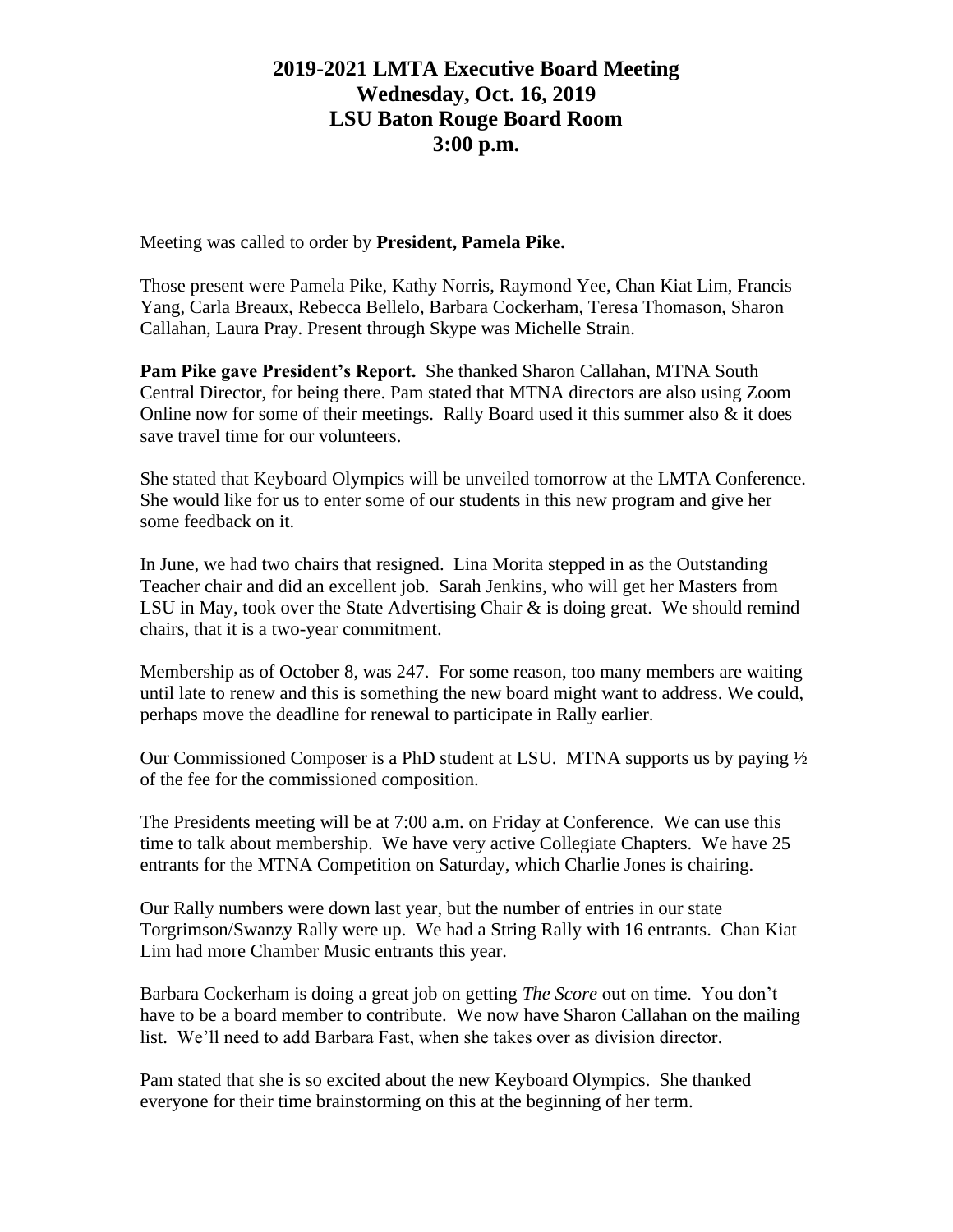# 2019-2021 LMTA Executive Board Meeting
## Wednesday, Oct. 16, 2019
## LSU Baton Rouge Board Room
## 3:00 p.m.

Meeting was called to order by **President, Pamela Pike.**

Those present were Pamela Pike, Kathy Norris, Raymond Yee, Chan Kiat Lim, Francis Yang, Carla Breaux, Rebecca Bellelo, Barbara Cockerham, Teresa Thomason, Sharon Callahan, Laura Pray. Present through Skype was Michelle Strain.

**Pam Pike gave President's Report.** She thanked Sharon Callahan, MTNA South Central Director, for being there. Pam stated that MTNA directors are also using Zoom Online now for some of their meetings. Rally Board used it this summer also & it does save travel time for our volunteers.

She stated that Keyboard Olympics will be unveiled tomorrow at the LMTA Conference. She would like for us to enter some of our students in this new program and give her some feedback on it.

In June, we had two chairs that resigned. Lina Morita stepped in as the Outstanding Teacher chair and did an excellent job. Sarah Jenkins, who will get her Masters from LSU in May, took over the State Advertising Chair & is doing great. We should remind chairs, that it is a two-year commitment.

Membership as of October 8, was 247. For some reason, too many members are waiting until late to renew and this is something the new board might want to address. We could, perhaps move the deadline for renewal to participate in Rally earlier.

Our Commissioned Composer is a PhD student at LSU. MTNA supports us by paying ½ of the fee for the commissioned composition.

The Presidents meeting will be at 7:00 a.m. on Friday at Conference. We can use this time to talk about membership. We have very active Collegiate Chapters. We have 25 entrants for the MTNA Competition on Saturday, which Charlie Jones is chairing.

Our Rally numbers were down last year, but the number of entries in our state Torgrimson/Swanzy Rally were up. We had a String Rally with 16 entrants. Chan Kiat Lim had more Chamber Music entrants this year.

Barbara Cockerham is doing a great job on getting *The Score* out on time. You don't have to be a board member to contribute. We now have Sharon Callahan on the mailing list. We'll need to add Barbara Fast, when she takes over as division director.

Pam stated that she is so excited about the new Keyboard Olympics. She thanked everyone for their time brainstorming on this at the beginning of her term.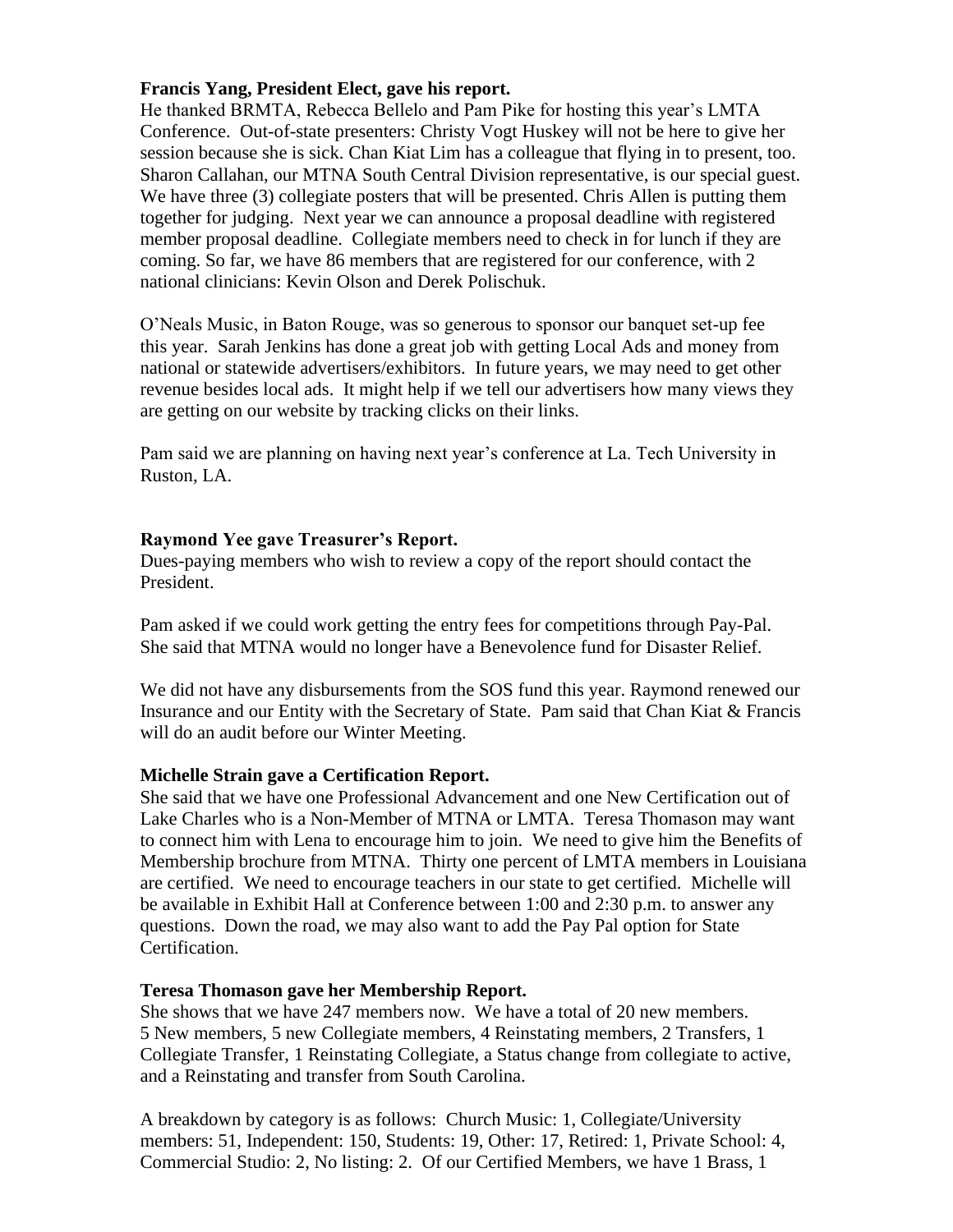**Francis Yang, President Elect, gave his report.**
He thanked BRMTA, Rebecca Bellelo and Pam Pike for hosting this year's LMTA Conference. Out-of-state presenters: Christy Vogt Huskey will not be here to give her session because she is sick. Chan Kiat Lim has a colleague that flying in to present, too. Sharon Callahan, our MTNA South Central Division representative, is our special guest. We have three (3) collegiate posters that will be presented. Chris Allen is putting them together for judging. Next year we can announce a proposal deadline with registered member proposal deadline. Collegiate members need to check in for lunch if they are coming. So far, we have 86 members that are registered for our conference, with 2 national clinicians: Kevin Olson and Derek Polischuk.

O'Neals Music, in Baton Rouge, was so generous to sponsor our banquet set-up fee this year. Sarah Jenkins has done a great job with getting Local Ads and money from national or statewide advertisers/exhibitors. In future years, we may need to get other revenue besides local ads. It might help if we tell our advertisers how many views they are getting on our website by tracking clicks on their links.

Pam said we are planning on having next year's conference at La. Tech University in Ruston, LA.

**Raymond Yee gave Treasurer's Report.**
Dues-paying members who wish to review a copy of the report should contact the President.

Pam asked if we could work getting the entry fees for competitions through Pay-Pal. She said that MTNA would no longer have a Benevolence fund for Disaster Relief.

We did not have any disbursements from the SOS fund this year. Raymond renewed our Insurance and our Entity with the Secretary of State. Pam said that Chan Kiat & Francis will do an audit before our Winter Meeting.

**Michelle Strain gave a Certification Report.**
She said that we have one Professional Advancement and one New Certification out of Lake Charles who is a Non-Member of MTNA or LMTA. Teresa Thomason may want to connect him with Lena to encourage him to join. We need to give him the Benefits of Membership brochure from MTNA. Thirty one percent of LMTA members in Louisiana are certified. We need to encourage teachers in our state to get certified. Michelle will be available in Exhibit Hall at Conference between 1:00 and 2:30 p.m. to answer any questions. Down the road, we may also want to add the Pay Pal option for State Certification.

**Teresa Thomason gave her Membership Report.**
She shows that we have 247 members now. We have a total of 20 new members. 5 New members, 5 new Collegiate members, 4 Reinstating members, 2 Transfers, 1 Collegiate Transfer, 1 Reinstating Collegiate, a Status change from collegiate to active, and a Reinstating and transfer from South Carolina.

A breakdown by category is as follows: Church Music: 1, Collegiate/University members: 51, Independent: 150, Students: 19, Other: 17, Retired: 1, Private School: 4, Commercial Studio: 2, No listing: 2. Of our Certified Members, we have 1 Brass, 1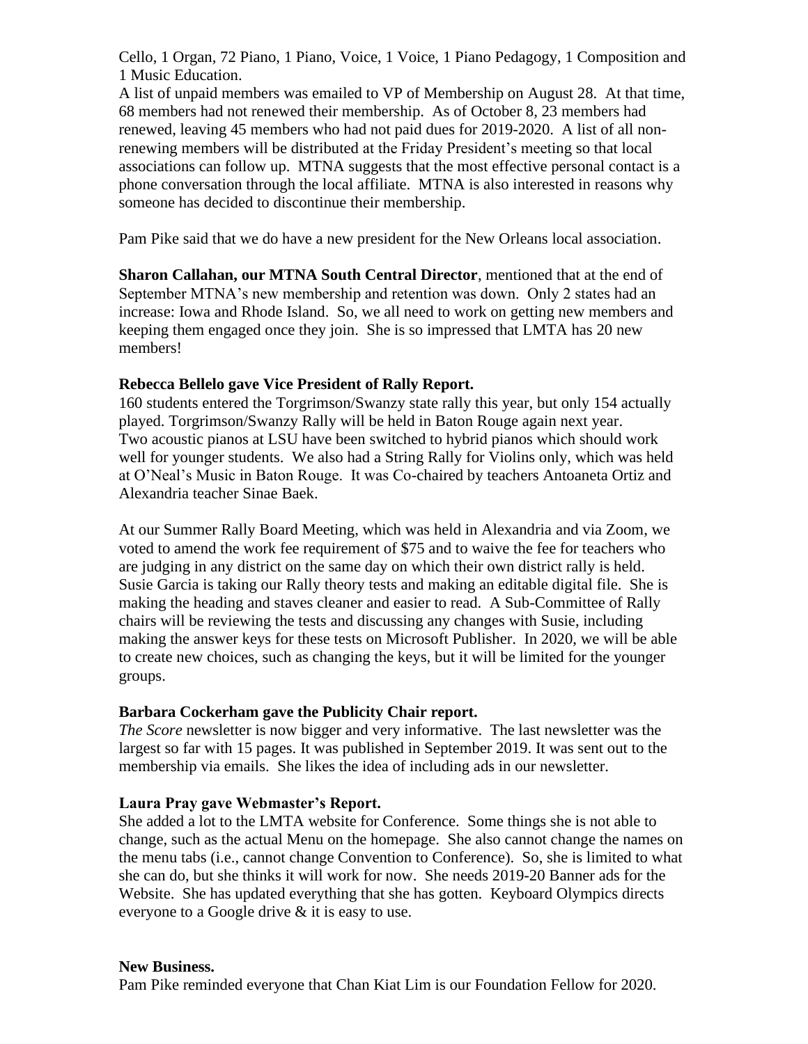Cello, 1 Organ, 72 Piano, 1 Piano, Voice, 1 Voice, 1 Piano Pedagogy, 1 Composition and 1 Music Education.

A list of unpaid members was emailed to VP of Membership on August 28. At that time, 68 members had not renewed their membership. As of October 8, 23 members had renewed, leaving 45 members who had not paid dues for 2019-2020. A list of all non-renewing members will be distributed at the Friday President's meeting so that local associations can follow up. MTNA suggests that the most effective personal contact is a phone conversation through the local affiliate. MTNA is also interested in reasons why someone has decided to discontinue their membership.

Pam Pike said that we do have a new president for the New Orleans local association.

**Sharon Callahan, our MTNA South Central Director**, mentioned that at the end of September MTNA's new membership and retention was down. Only 2 states had an increase: Iowa and Rhode Island. So, we all need to work on getting new members and keeping them engaged once they join. She is so impressed that LMTA has 20 new members!

**Rebecca Bellelo gave Vice President of Rally Report.**

160 students entered the Torgrimson/Swanzy state rally this year, but only 154 actually played. Torgrimson/Swanzy Rally will be held in Baton Rouge again next year. Two acoustic pianos at LSU have been switched to hybrid pianos which should work well for younger students. We also had a String Rally for Violins only, which was held at O'Neal's Music in Baton Rouge. It was Co-chaired by teachers Antoaneta Ortiz and Alexandria teacher Sinae Baek.

At our Summer Rally Board Meeting, which was held in Alexandria and via Zoom, we voted to amend the work fee requirement of $75 and to waive the fee for teachers who are judging in any district on the same day on which their own district rally is held. Susie Garcia is taking our Rally theory tests and making an editable digital file. She is making the heading and staves cleaner and easier to read. A Sub-Committee of Rally chairs will be reviewing the tests and discussing any changes with Susie, including making the answer keys for these tests on Microsoft Publisher. In 2020, we will be able to create new choices, such as changing the keys, but it will be limited for the younger groups.

**Barbara Cockerham gave the Publicity Chair report.**

*The Score* newsletter is now bigger and very informative. The last newsletter was the largest so far with 15 pages. It was published in September 2019. It was sent out to the membership via emails. She likes the idea of including ads in our newsletter.

**Laura Pray gave Webmaster's Report.**

She added a lot to the LMTA website for Conference. Some things she is not able to change, such as the actual Menu on the homepage. She also cannot change the names on the menu tabs (i.e., cannot change Convention to Conference). So, she is limited to what she can do, but she thinks it will work for now. She needs 2019-20 Banner ads for the Website. She has updated everything that she has gotten. Keyboard Olympics directs everyone to a Google drive & it is easy to use.

**New Business.**

Pam Pike reminded everyone that Chan Kiat Lim is our Foundation Fellow for 2020.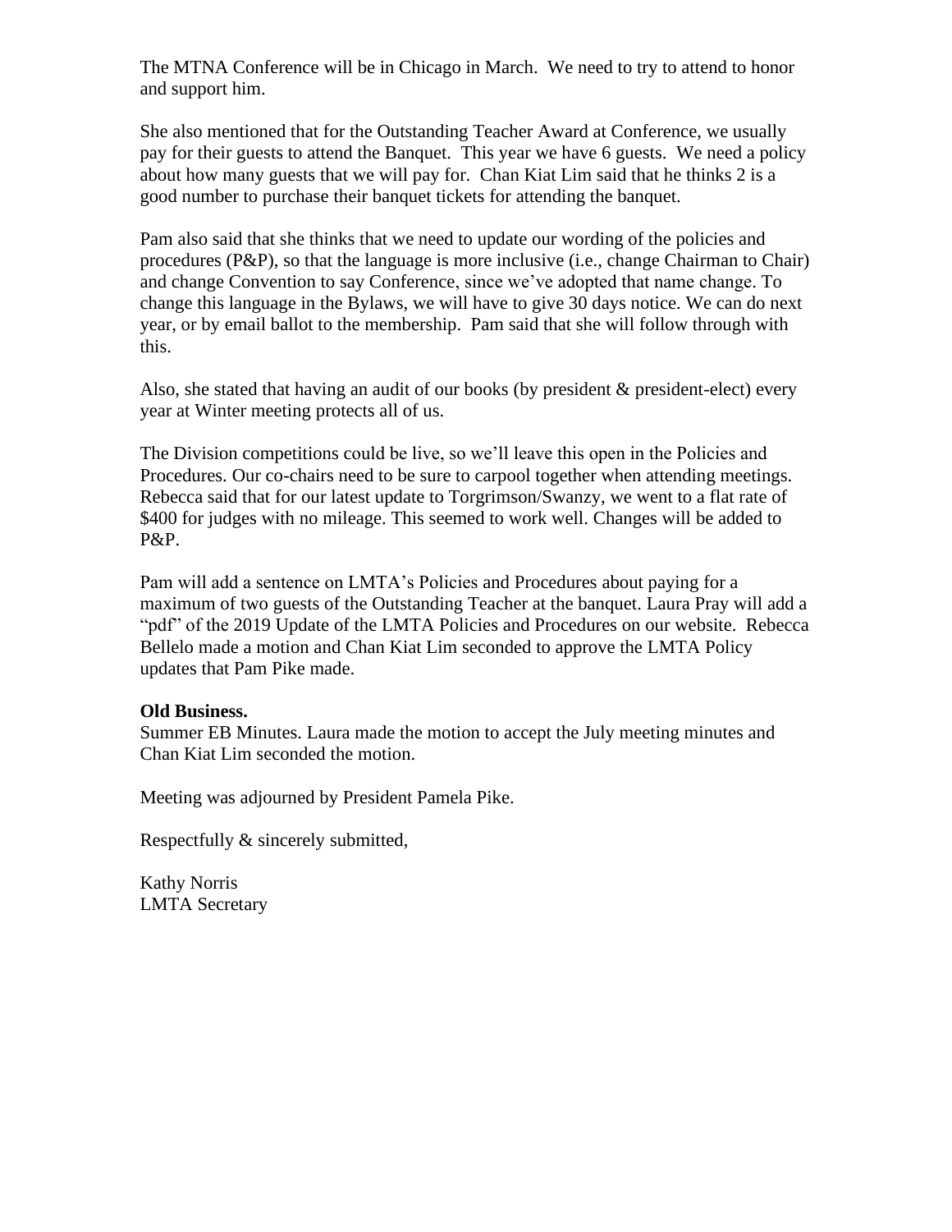The MTNA Conference will be in Chicago in March. We need to try to attend to honor and support him.

She also mentioned that for the Outstanding Teacher Award at Conference, we usually pay for their guests to attend the Banquet. This year we have 6 guests. We need a policy about how many guests that we will pay for. Chan Kiat Lim said that he thinks 2 is a good number to purchase their banquet tickets for attending the banquet.

Pam also said that she thinks that we need to update our wording of the policies and procedures (P&P), so that the language is more inclusive (i.e., change Chairman to Chair) and change Convention to say Conference, since we've adopted that name change. To change this language in the Bylaws, we will have to give 30 days notice. We can do next year, or by email ballot to the membership. Pam said that she will follow through with this.

Also, she stated that having an audit of our books (by president & president-elect) every year at Winter meeting protects all of us.

The Division competitions could be live, so we'll leave this open in the Policies and Procedures. Our co-chairs need to be sure to carpool together when attending meetings. Rebecca said that for our latest update to Torgrimson/Swanzy, we went to a flat rate of $400 for judges with no mileage. This seemed to work well. Changes will be added to P&P.

Pam will add a sentence on LMTA's Policies and Procedures about paying for a maximum of two guests of the Outstanding Teacher at the banquet. Laura Pray will add a "pdf" of the 2019 Update of the LMTA Policies and Procedures on our website. Rebecca Bellelo made a motion and Chan Kiat Lim seconded to approve the LMTA Policy updates that Pam Pike made.

**Old Business.**
Summer EB Minutes. Laura made the motion to accept the July meeting minutes and Chan Kiat Lim seconded the motion.

Meeting was adjourned by President Pamela Pike.

Respectfully & sincerely submitted,

Kathy Norris
LMTA Secretary